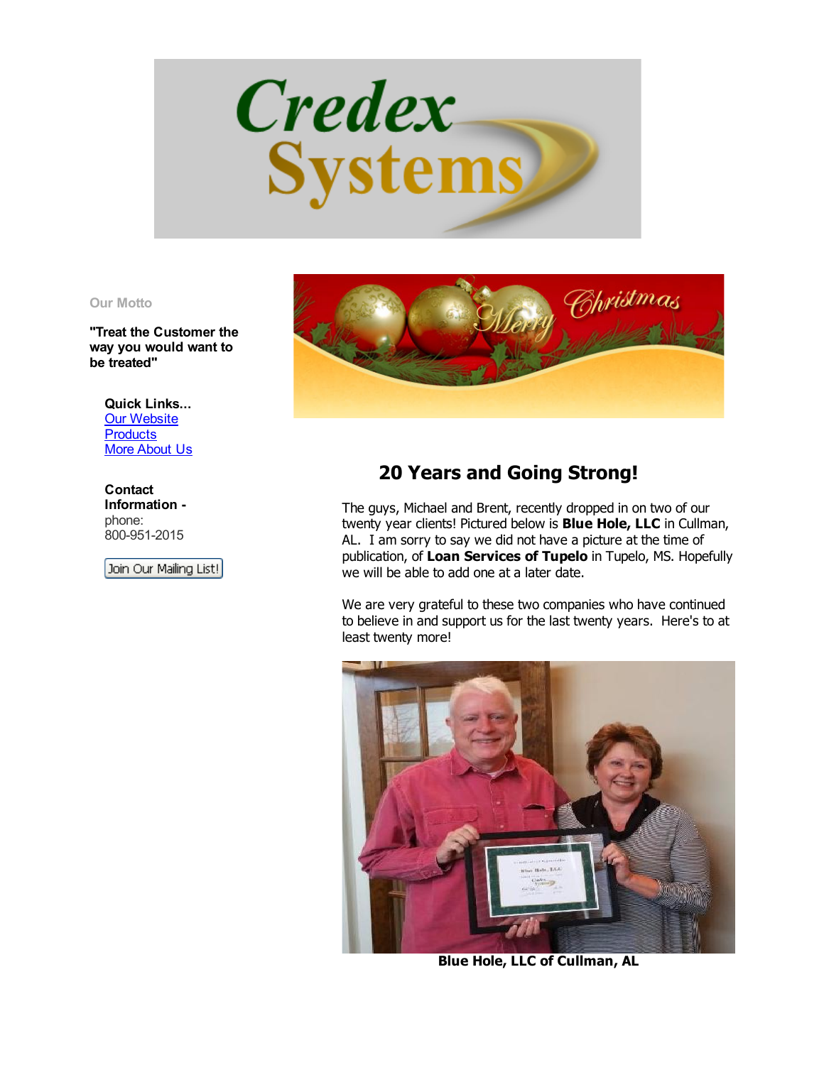Our Motto

**"Treat the Customer the way you would want to be treated"**

**Quick Links...**

Our Website

Products

More About Us

**Contact Information -**

phone:
800-951-2015

Join Our Mailing List!

## 20 Years and Going Strong!

The guys, Michael and Brent, recently dropped in on two of our twenty year clients! Pictured below is **Blue Hole, LLC** in Cullman, AL. I am sorry to say we did not have a picture at the time of publication, of **Loan Services of Tupelo** in Tupelo, MS. Hopefully we will be able to add one at a later date.

We are very grateful to these two companies who have continued to believe in and support us for the last twenty years. Here's to at least twenty more!

**Blue Hole, LLC of Cullman, AL**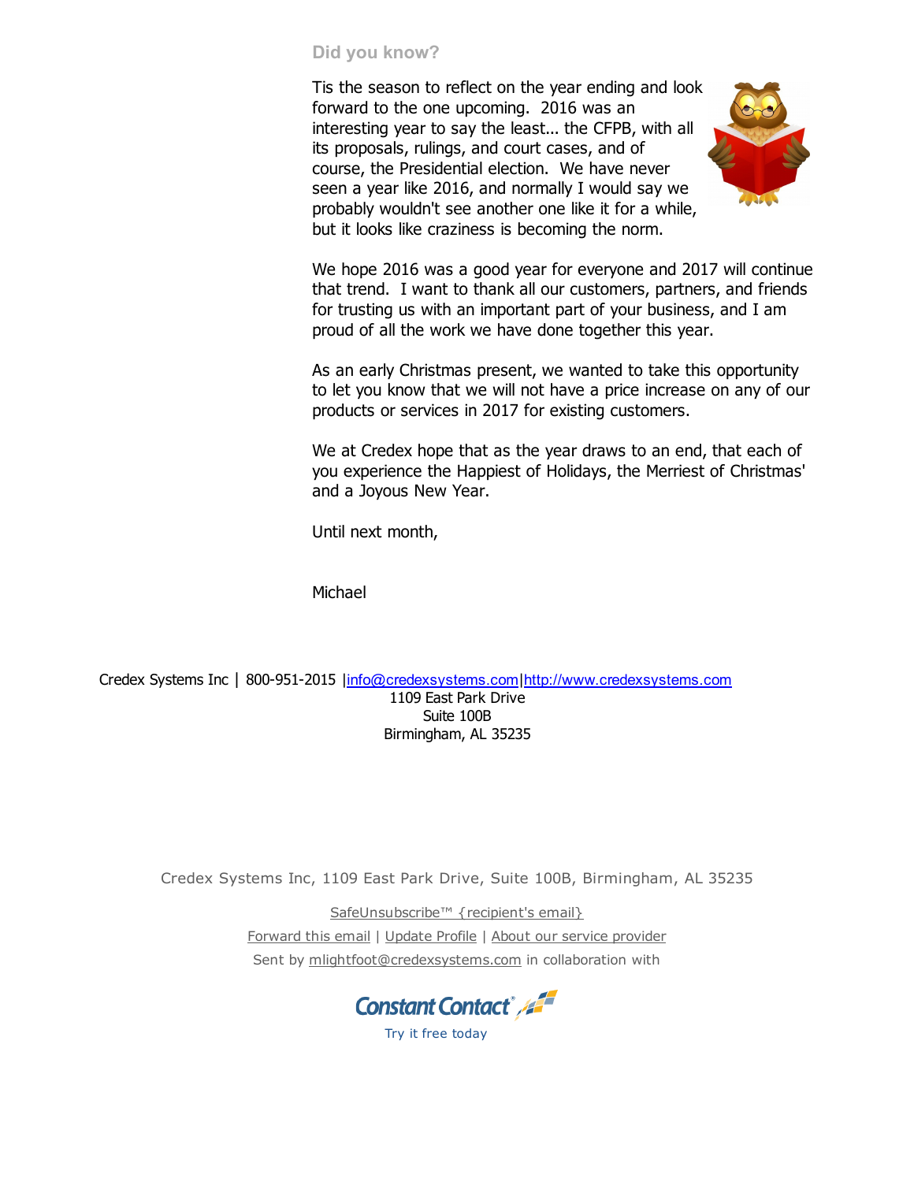### Did you know?

Tis the season to reflect on the year ending and look forward to the one upcoming. 2016 was an interesting year to say the least... the CFPB, with all its proposals, rulings, and court cases, and of course, the Presidential election. We have never seen a year like 2016, and normally I would say we probably wouldn't see another one like it for a while, but it looks like craziness is becoming the norm.

We hope 2016 was a good year for everyone and 2017 will continue that trend. I want to thank all our customers, partners, and friends for trusting us with an important part of your business, and I am proud of all the work we have done together this year.

As an early Christmas present, we wanted to take this opportunity to let you know that we will not have a price increase on any of our products or services in 2017 for existing customers.

We at Credex hope that as the year draws to an end, that each of you experience the Happiest of Holidays, the Merriest of Christmas' and a Joyous New Year.

Until next month,

Michael

Credex Systems Inc | 800-951-2015 | info@credexsystems.com | http://www.credexsystems.com
1109 East Park Drive
Suite 100B
Birmingham, AL 35235

Credex Systems Inc, 1109 East Park Drive, Suite 100B, Birmingham, AL 35235

SafeUnsubscribe™ {recipient's email}

Forward this email | Update Profile | About our service provider

Sent by mlightfoot@credexsystems.com in collaboration with

Constant Contact

Try it free today